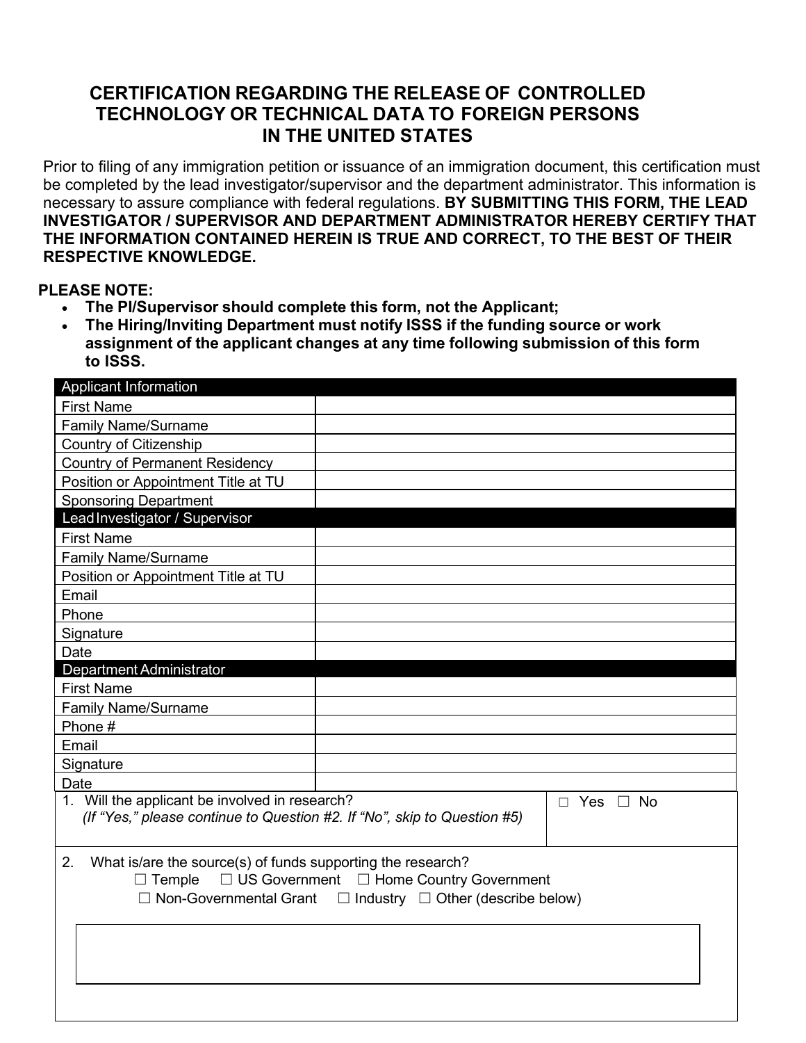# CERTIFICATION REGARDING THE RELEASE OF CONTROLLED TECHNOLOGY OR TECHNICAL DATA TO FOREIGN PERSONS IN THE UNITED STATES

Prior to filing of any immigration petition or issuance of an immigration document, this certification must be completed by the lead investigator/supervisor and the department administrator. This information is necessary to assure compliance with federal regulations. **BY SUBMITTING THIS FORM, THE LEAD INVESTIGATOR / SUPERVISOR AND DEPARTMENT ADMINISTRATOR HEREBY CERTIFY THAT THE INFORMATION CONTAINED HEREIN IS TRUE AND CORRECT, TO THE BEST OF THEIR RESPECTIVE KNOWLEDGE.**

**PLEASE NOTE:**

- **The PI/Supervisor should complete this form, not the Applicant;**
- **The Hiring/Inviting Department must notify ISSS if the funding source or work assignment of the applicant changes at any time following submission of this form to ISSS.**

| Applicant Information | |
|---|---|
| First Name | |
| Family Name/Surname | |
| Country of Citizenship | |
| Country of Permanent Residency | |
| Position or Appointment Title at TU | |
| Sponsoring Department | |
| **Lead Investigator / Supervisor** | |
| First Name | |
| Family Name/Surname | |
| Position or Appointment Title at TU | |
| Email | |
| Phone | |
| Signature | |
| Date | |
| **Department Administrator** | |
| First Name | |
| Family Name/Surname | |
| Phone # | |
| Email | |
| Signature | |
| Date | |

| | |
|---|---|
| 1. Will the applicant be involved in research? *(If "Yes," please continue to Question #2. If "No", skip to Question #5)* | ☐ Yes ☐ No |

2. What is/are the source(s) of funds supporting the research?

☐ Temple ☐ US Government ☐ Home Country Government
☐ Non-Governmental Grant ☐ Industry ☐ Other (describe below)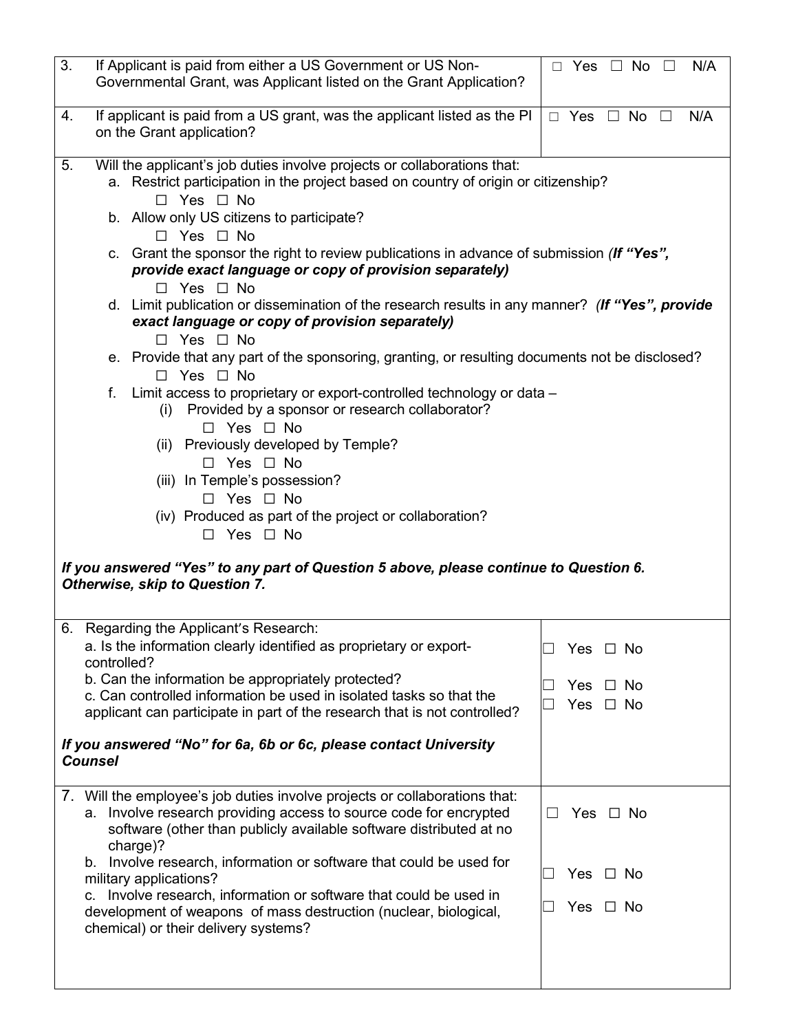| | |
|---|---|
| 3. If Applicant is paid from either a US Government or US Non-Governmental Grant, was Applicant listed on the Grant Application? | □ Yes □ No □ N/A |
| 4. If applicant is paid from a US grant, was the applicant listed as the PI on the Grant application? | □ Yes □ No □ N/A |

5. Will the applicant's job duties involve projects or collaborations that:

   a. Restrict participation in the project based on country of origin or citizenship?
      ☐ Yes ☐ No

   b. Allow only US citizens to participate?
      ☐ Yes ☐ No

   c. Grant the sponsor the right to review publications in advance of submission ***(If "Yes", provide exact language or copy of provision separately)***
      ☐ Yes ☐ No

   d. Limit publication or dissemination of the research results in any manner? ***(If "Yes", provide exact language or copy of provision separately)***
      ☐ Yes ☐ No

   e. Provide that any part of the sponsoring, granting, or resulting documents not be disclosed?
      ☐ Yes ☐ No

   f. Limit access to proprietary or export-controlled technology or data –

      (i) Provided by a sponsor or research collaborator?
         ☐ Yes ☐ No

      (ii) Previously developed by Temple?
         ☐ Yes ☐ No

      (iii) In Temple's possession?
         ☐ Yes ☐ No

      (iv) Produced as part of the project or collaboration?
         ☐ Yes ☐ No

***If you answered "Yes" to any part of Question 5 above, please continue to Question 6. Otherwise, skip to Question 7.***

| | |
|---|---|
| 6. Regarding the Applicant's Research: | |
| a. Is the information clearly identified as proprietary or export-controlled? | ☐ Yes ☐ No |
| b. Can the information be appropriately protected? | ☐ Yes ☐ No |
| c. Can controlled information be used in isolated tasks so that the applicant can participate in part of the research that is not controlled? | ☐ Yes ☐ No |
| ***If you answered "No" for 6a, 6b or 6c, please contact University Counsel*** | |
| 7. Will the employee's job duties involve projects or collaborations that: | |
| a. Involve research providing access to source code for encrypted software (other than publicly available software distributed at no charge)? | ☐ Yes ☐ No |
| b. Involve research, information or software that could be used for military applications? | ☐ Yes ☐ No |
| c. Involve research, information or software that could be used in development of weapons of mass destruction (nuclear, biological, chemical) or their delivery systems? | ☐ Yes ☐ No |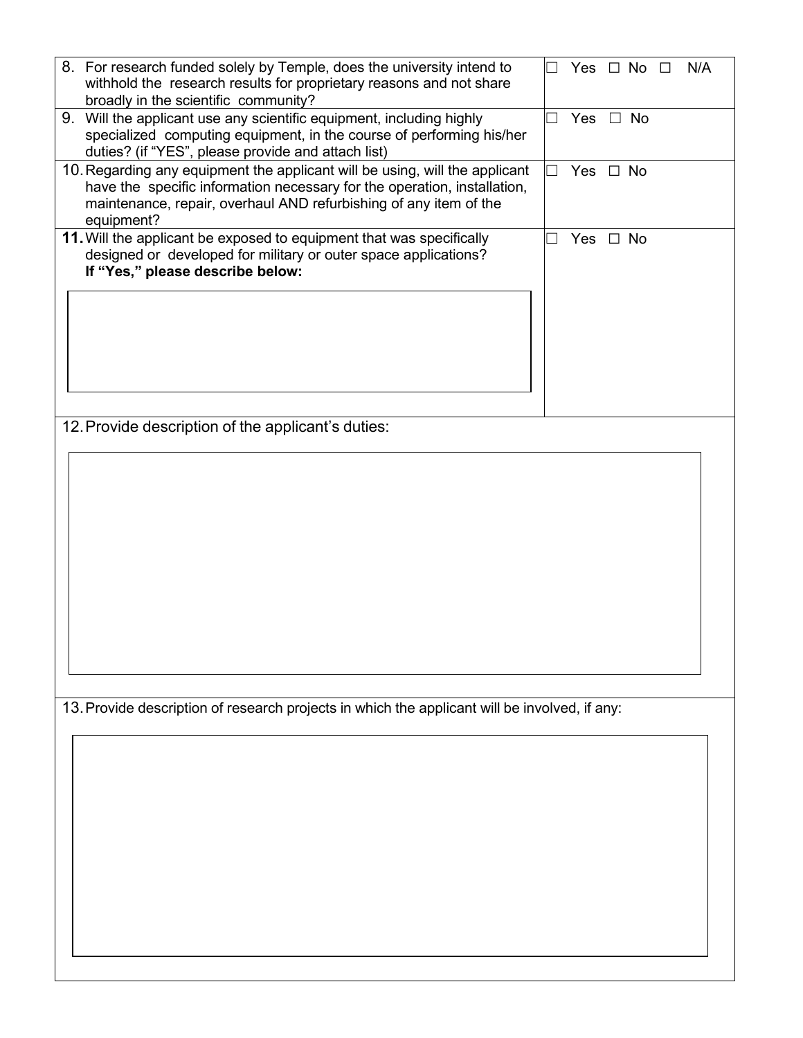| | |
|---|---|
| 8. For research funded solely by Temple, does the university intend to withhold the research results for proprietary reasons and not share broadly in the scientific community? | ☐ Yes ☐ No ☐ N/A |
| 9. Will the applicant use any scientific equipment, including highly specialized computing equipment, in the course of performing his/her duties? (if "YES", please provide and attach list) | ☐ Yes ☐ No |
| 10. Regarding any equipment the applicant will be using, will the applicant have the specific information necessary for the operation, installation, maintenance, repair, overhaul AND refurbishing of any item of the equipment? | ☐ Yes ☐ No |
| **11.** Will the applicant be exposed to equipment that was specifically designed or developed for military or outer space applications? **If "Yes," please describe below:** | ☐ Yes ☐ No |

12. Provide description of the applicant's duties:

13. Provide description of research projects in which the applicant will be involved, if any: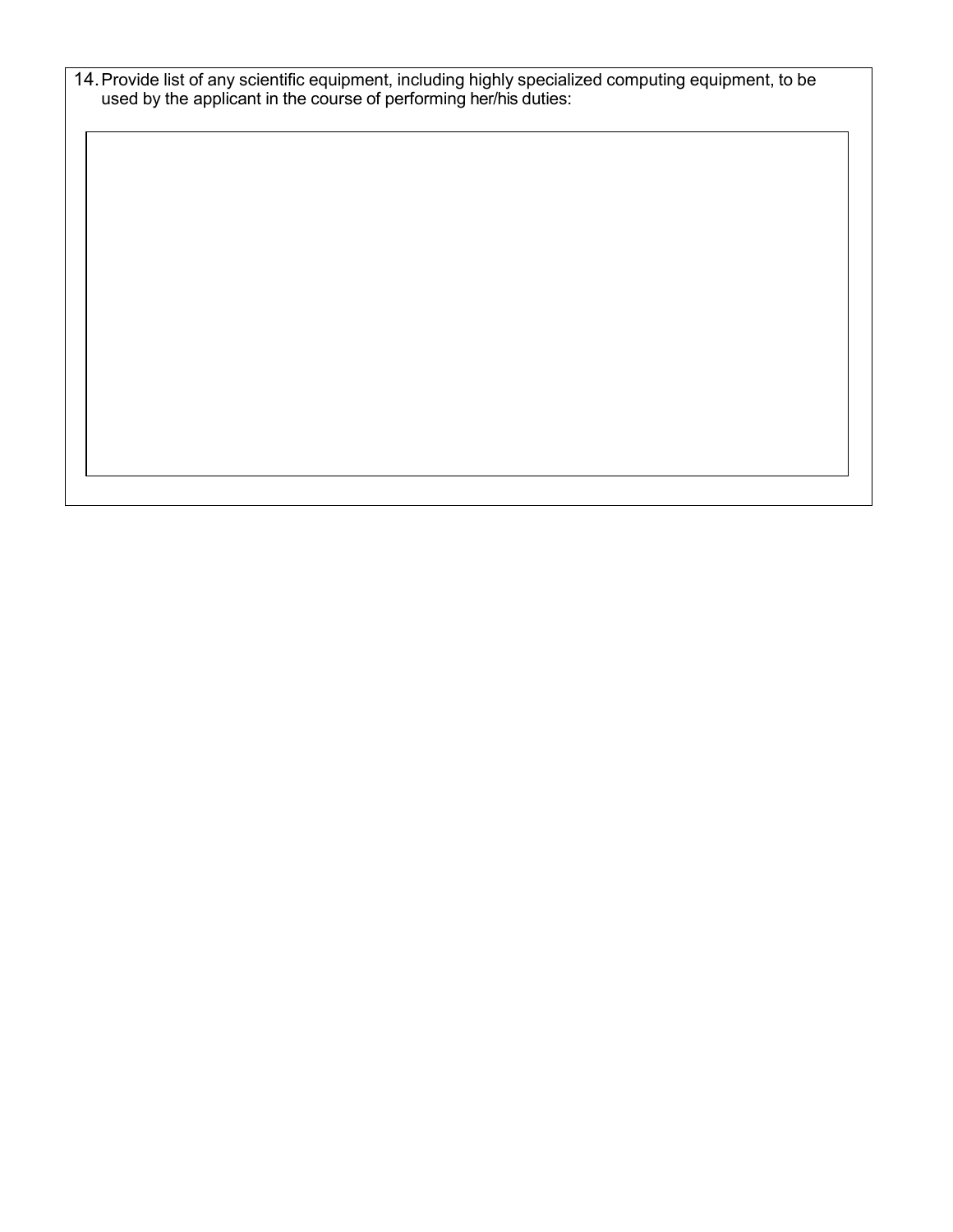14. Provide list of any scientific equipment, including highly specialized computing equipment, to be used by the applicant in the course of performing her/his duties: